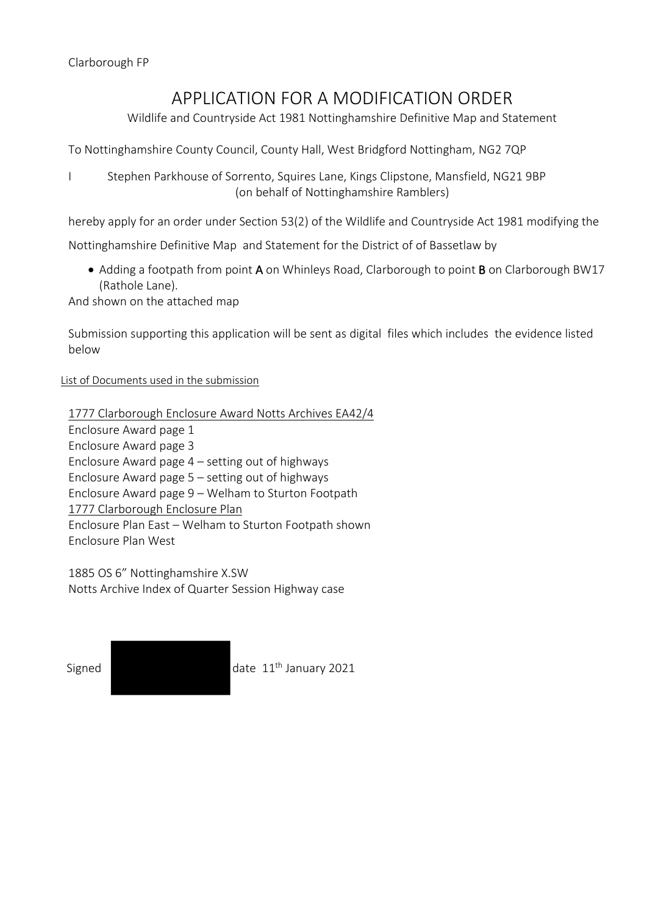Clarborough FP

# APPLICATION FOR A MODIFICATION ORDER

Wildlife and Countryside Act 1981 Nottinghamshire Definitive Map and Statement

To Nottinghamshire County Council, County Hall, West Bridgford Nottingham, NG2 7QP

I Stephen Parkhouse of Sorrento, Squires Lane, Kings Clipstone, Mansfield, NG21 9BP (on behalf of Nottinghamshire Ramblers)

hereby apply for an order under Section 53(2) of the Wildlife and Countryside Act 1981 modifying the Nottinghamshire Definitive Map and Statement for the District of of Bassetlaw by

- Adding a footpath from point **A** on Whinleys Road, Clarborough to point **B** on Clarborough BW17 (Rathole Lane).

And shown on the attached map

Submission supporting this application will be sent as digital files which includes the evidence listed below

List of Documents used in the submission

1777 Clarborough Enclosure Award Notts Archives EA42/4
Enclosure Award page 1
Enclosure Award page 3
Enclosure Award page 4 – setting out of highways
Enclosure Award page 5 – setting out of highways
Enclosure Award page 9 – Welham to Sturton Footpath
1777 Clarborough Enclosure Plan
Enclosure Plan East – Welham to Sturton Footpath shown
Enclosure Plan West

1885 OS 6" Nottinghamshire X.SW
Notts Archive Index of Quarter Session Highway case

Signed date 11th January 2021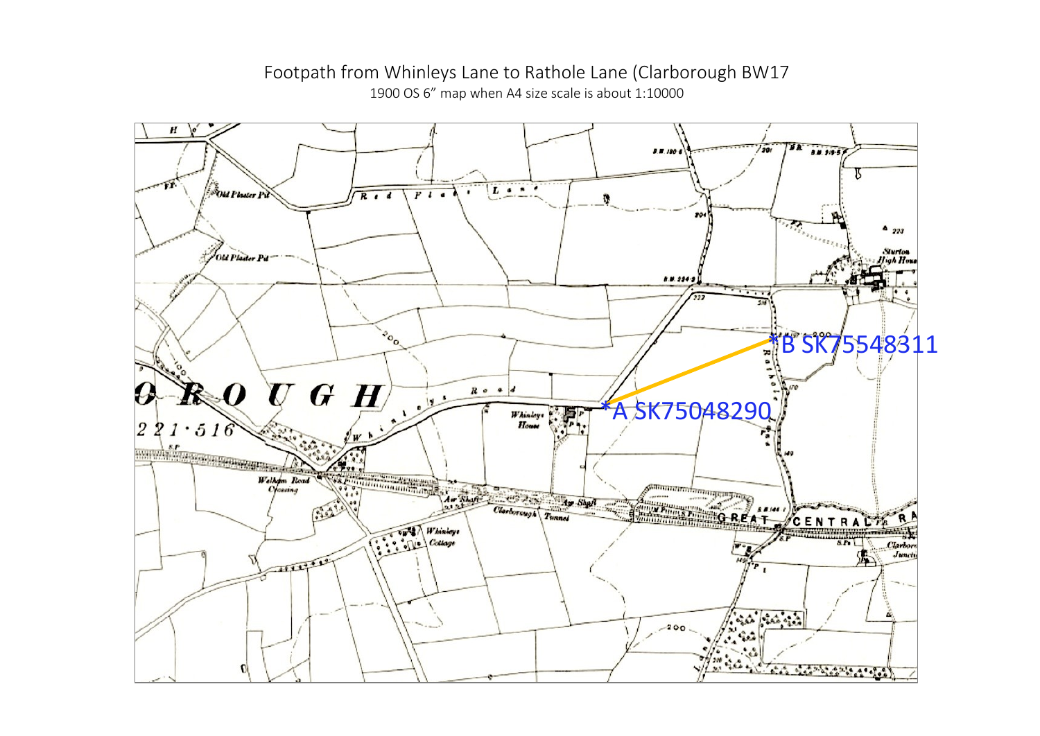# Footpath from Whinleys Lane to Rathole Lane (Clarborough BW17

1900 OS 6" map when A4 size scale is about 1:10000

*B SK75548311

*A SK75048290